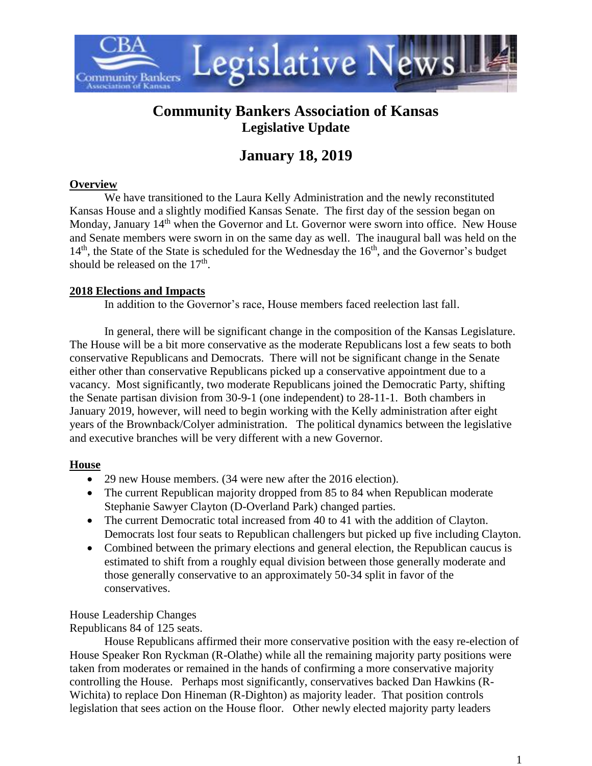# Community Bankers Association of Kansas

## Legislative Update

## January 18, 2019

**Overview**

We have transitioned to the Laura Kelly Administration and the newly reconstituted Kansas House and a slightly modified Kansas Senate. The first day of the session began on Monday, January 14th when the Governor and Lt. Governor were sworn into office. New House and Senate members were sworn in on the same day as well. The inaugural ball was held on the 14th, the State of the State is scheduled for the Wednesday the 16th, and the Governor's budget should be released on the 17th.

**2018 Elections and Impacts**

In addition to the Governor's race, House members faced reelection last fall.

In general, there will be significant change in the composition of the Kansas Legislature. The House will be a bit more conservative as the moderate Republicans lost a few seats to both conservative Republicans and Democrats. There will not be significant change in the Senate either other than conservative Republicans picked up a conservative appointment due to a vacancy. Most significantly, two moderate Republicans joined the Democratic Party, shifting the Senate partisan division from 30-9-1 (one independent) to 28-11-1. Both chambers in January 2019, however, will need to begin working with the Kelly administration after eight years of the Brownback/Colyer administration. The political dynamics between the legislative and executive branches will be very different with a new Governor.

**House**

- 29 new House members. (34 were new after the 2016 election).
- The current Republican majority dropped from 85 to 84 when Republican moderate Stephanie Sawyer Clayton (D-Overland Park) changed parties.
- The current Democratic total increased from 40 to 41 with the addition of Clayton. Democrats lost four seats to Republican challengers but picked up five including Clayton.
- Combined between the primary elections and general election, the Republican caucus is estimated to shift from a roughly equal division between those generally moderate and those generally conservative to an approximately 50-34 split in favor of the conservatives.

House Leadership Changes

Republicans 84 of 125 seats.

House Republicans affirmed their more conservative position with the easy re-election of House Speaker Ron Ryckman (R-Olathe) while all the remaining majority party positions were taken from moderates or remained in the hands of confirming a more conservative majority controlling the House. Perhaps most significantly, conservatives backed Dan Hawkins (R-Wichita) to replace Don Hineman (R-Dighton) as majority leader. That position controls legislation that sees action on the House floor. Other newly elected majority party leaders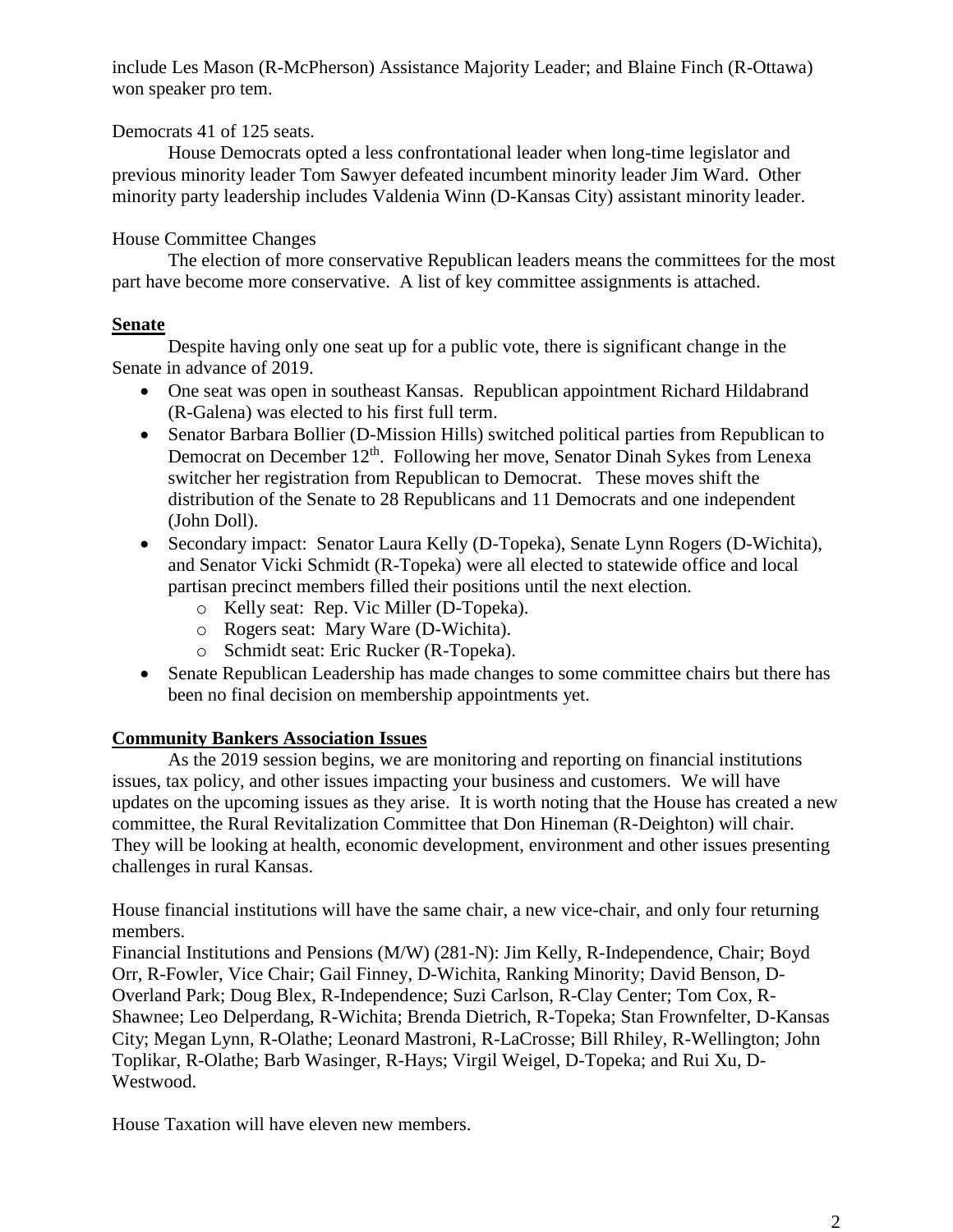include Les Mason (R-McPherson) Assistance Majority Leader; and Blaine Finch (R-Ottawa) won speaker pro tem.

Democrats 41 of 125 seats.

House Democrats opted a less confrontational leader when long-time legislator and previous minority leader Tom Sawyer defeated incumbent minority leader Jim Ward. Other minority party leadership includes Valdenia Winn (D-Kansas City) assistant minority leader.

House Committee Changes

The election of more conservative Republican leaders means the committees for the most part have become more conservative. A list of key committee assignments is attached.

**Senate**

Despite having only one seat up for a public vote, there is significant change in the Senate in advance of 2019.

- One seat was open in southeast Kansas. Republican appointment Richard Hildabrand (R-Galena) was elected to his first full term.
- Senator Barbara Bollier (D-Mission Hills) switched political parties from Republican to Democrat on December 12th. Following her move, Senator Dinah Sykes from Lenexa switcher her registration from Republican to Democrat. These moves shift the distribution of the Senate to 28 Republicans and 11 Democrats and one independent (John Doll).
- Secondary impact: Senator Laura Kelly (D-Topeka), Senate Lynn Rogers (D-Wichita), and Senator Vicki Schmidt (R-Topeka) were all elected to statewide office and local partisan precinct members filled their positions until the next election.
  - Kelly seat: Rep. Vic Miller (D-Topeka).
  - Rogers seat: Mary Ware (D-Wichita).
  - Schmidt seat: Eric Rucker (R-Topeka).
- Senate Republican Leadership has made changes to some committee chairs but there has been no final decision on membership appointments yet.

**Community Bankers Association Issues**

As the 2019 session begins, we are monitoring and reporting on financial institutions issues, tax policy, and other issues impacting your business and customers. We will have updates on the upcoming issues as they arise. It is worth noting that the House has created a new committee, the Rural Revitalization Committee that Don Hineman (R-Deighton) will chair. They will be looking at health, economic development, environment and other issues presenting challenges in rural Kansas.

House financial institutions will have the same chair, a new vice-chair, and only four returning members.

Financial Institutions and Pensions (M/W) (281-N): Jim Kelly, R-Independence, Chair; Boyd Orr, R-Fowler, Vice Chair; Gail Finney, D-Wichita, Ranking Minority; David Benson, D-Overland Park; Doug Blex, R-Independence; Suzi Carlson, R-Clay Center; Tom Cox, R-Shawnee; Leo Delperdang, R-Wichita; Brenda Dietrich, R-Topeka; Stan Frownfelter, D-Kansas City; Megan Lynn, R-Olathe; Leonard Mastroni, R-LaCrosse; Bill Rhiley, R-Wellington; John Toplikar, R-Olathe; Barb Wasinger, R-Hays; Virgil Weigel, D-Topeka; and Rui Xu, D-Westwood.

House Taxation will have eleven new members.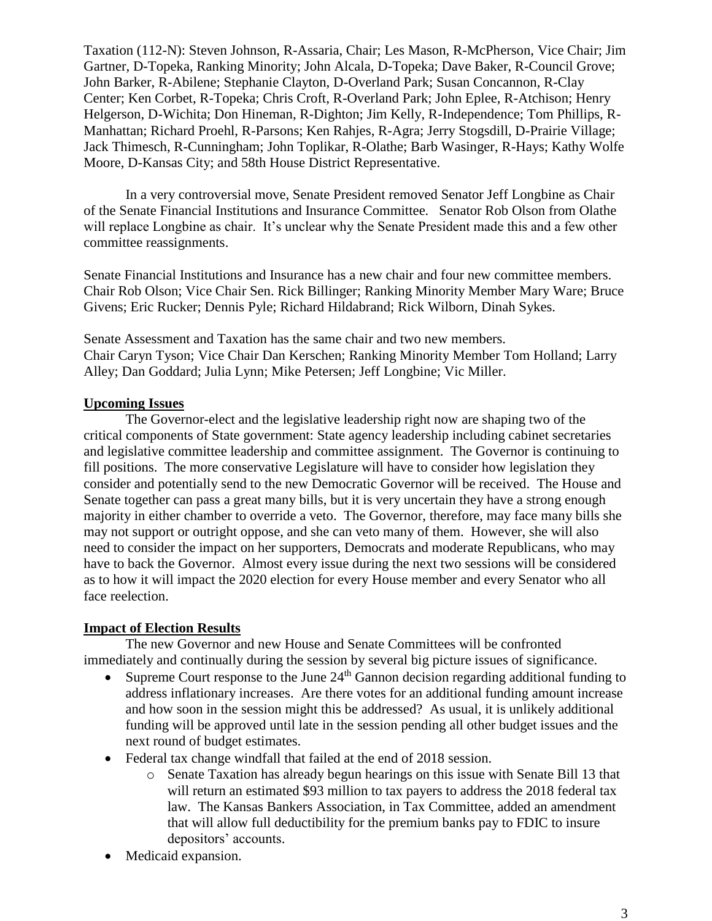Taxation (112-N): Steven Johnson, R-Assaria, Chair; Les Mason, R-McPherson, Vice Chair; Jim Gartner, D-Topeka, Ranking Minority; John Alcala, D-Topeka; Dave Baker, R-Council Grove; John Barker, R-Abilene; Stephanie Clayton, D-Overland Park; Susan Concannon, R-Clay Center; Ken Corbet, R-Topeka; Chris Croft, R-Overland Park; John Eplee, R-Atchison; Henry Helgerson, D-Wichita; Don Hineman, R-Dighton; Jim Kelly, R-Independence; Tom Phillips, R-Manhattan; Richard Proehl, R-Parsons; Ken Rahjes, R-Agra; Jerry Stogsdill, D-Prairie Village; Jack Thimesch, R-Cunningham; John Toplikar, R-Olathe; Barb Wasinger, R-Hays; Kathy Wolfe Moore, D-Kansas City; and 58th House District Representative.

In a very controversial move, Senate President removed Senator Jeff Longbine as Chair of the Senate Financial Institutions and Insurance Committee. Senator Rob Olson from Olathe will replace Longbine as chair. It's unclear why the Senate President made this and a few other committee reassignments.

Senate Financial Institutions and Insurance has a new chair and four new committee members. Chair Rob Olson; Vice Chair Sen. Rick Billinger; Ranking Minority Member Mary Ware; Bruce Givens; Eric Rucker; Dennis Pyle; Richard Hildabrand; Rick Wilborn, Dinah Sykes.

Senate Assessment and Taxation has the same chair and two new members.
Chair Caryn Tyson; Vice Chair Dan Kerschen; Ranking Minority Member Tom Holland; Larry Alley; Dan Goddard; Julia Lynn; Mike Petersen; Jeff Longbine; Vic Miller.

**Upcoming Issues**

The Governor-elect and the legislative leadership right now are shaping two of the critical components of State government: State agency leadership including cabinet secretaries and legislative committee leadership and committee assignment. The Governor is continuing to fill positions. The more conservative Legislature will have to consider how legislation they consider and potentially send to the new Democratic Governor will be received. The House and Senate together can pass a great many bills, but it is very uncertain they have a strong enough majority in either chamber to override a veto. The Governor, therefore, may face many bills she may not support or outright oppose, and she can veto many of them. However, she will also need to consider the impact on her supporters, Democrats and moderate Republicans, who may have to back the Governor. Almost every issue during the next two sessions will be considered as to how it will impact the 2020 election for every House member and every Senator who all face reelection.

**Impact of Election Results**

The new Governor and new House and Senate Committees will be confronted immediately and continually during the session by several big picture issues of significance.

- Supreme Court response to the June 24th Gannon decision regarding additional funding to address inflationary increases. Are there votes for an additional funding amount increase and how soon in the session might this be addressed? As usual, it is unlikely additional funding will be approved until late in the session pending all other budget issues and the next round of budget estimates.
- Federal tax change windfall that failed at the end of 2018 session.
  - Senate Taxation has already begun hearings on this issue with Senate Bill 13 that will return an estimated $93 million to tax payers to address the 2018 federal tax law. The Kansas Bankers Association, in Tax Committee, added an amendment that will allow full deductibility for the premium banks pay to FDIC to insure depositors' accounts.
- Medicaid expansion.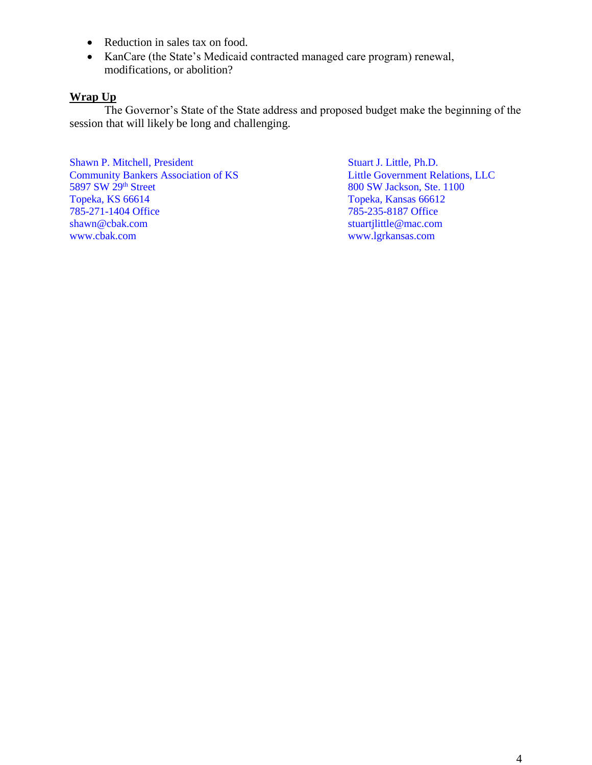- Reduction in sales tax on food.
- KanCare (the State's Medicaid contracted managed care program) renewal, modifications, or abolition?

**Wrap Up**

The Governor's State of the State address and proposed budget make the beginning of the session that will likely be long and challenging.

Shawn P. Mitchell, President
Community Bankers Association of KS
5897 SW 29th Street
Topeka, KS 66614
785-271-1404 Office
shawn@cbak.com
www.cbak.com

Stuart J. Little, Ph.D.
Little Government Relations, LLC
800 SW Jackson, Ste. 1100
Topeka, Kansas 66612
785-235-8187 Office
stuartjlittle@mac.com
www.lgrkansas.com